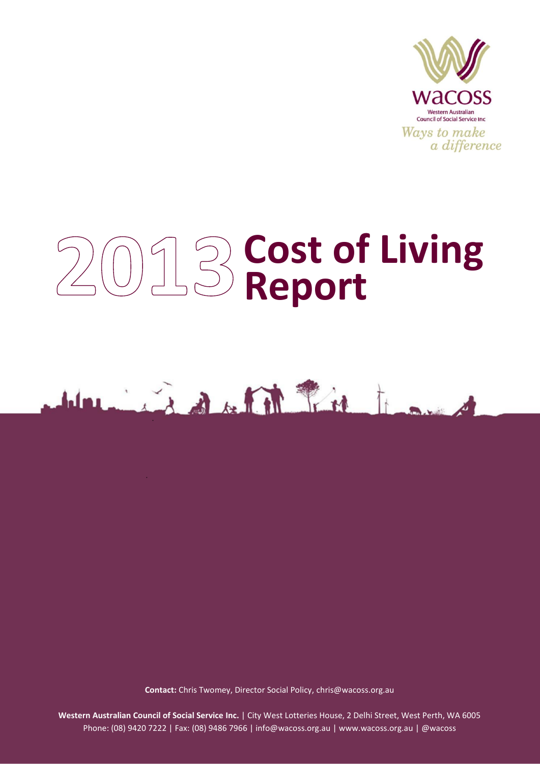wacoss

Western Australian Council of Social Service Inc

*Ways to make a difference*

# 2013 Cost of Living Report

**Contact:** Chris Twomey, Director Social Policy, chris@wacoss.org.au

**Western Australian Council of Social Service Inc.** | City West Lotteries House, 2 Delhi Street, West Perth, WA 6005
Phone: (08) 9420 7222 | Fax: (08) 9486 7966 | info@wacoss.org.au | www.wacoss.org.au | @wacoss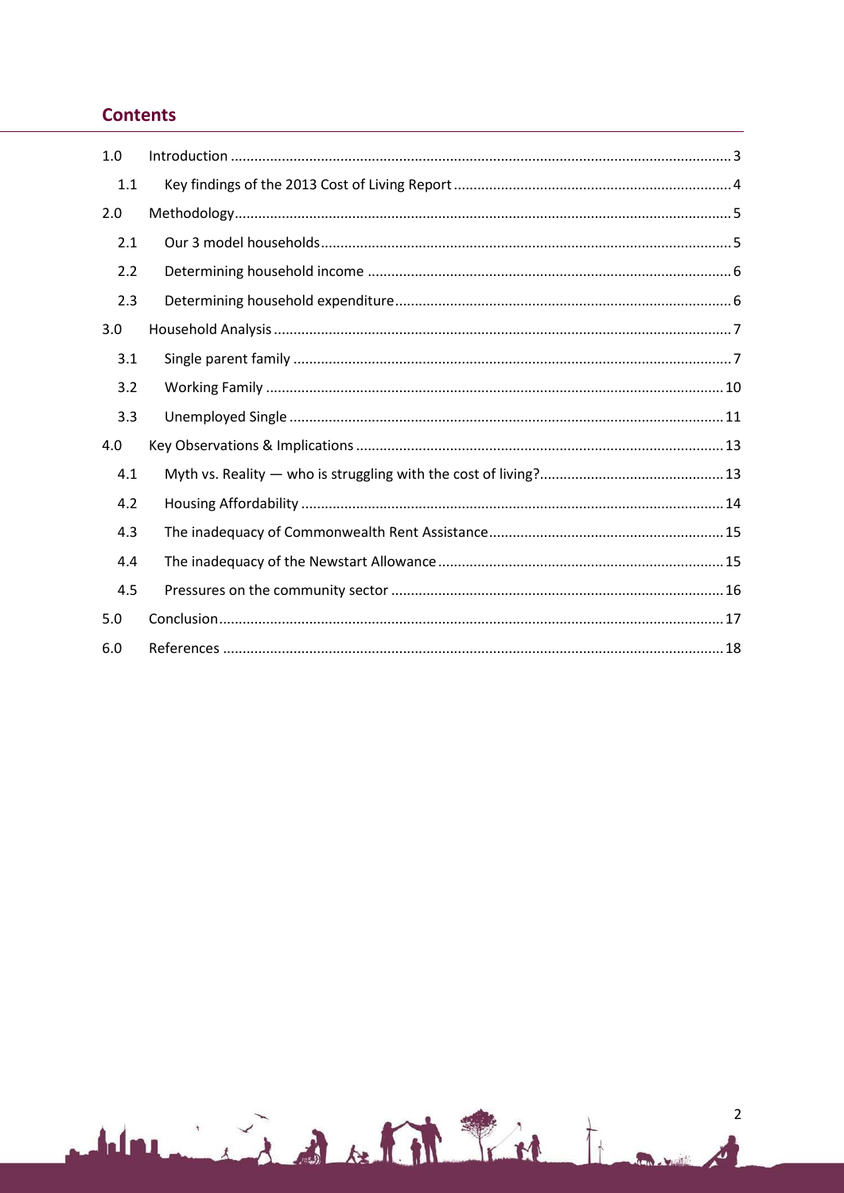## Contents

| | | |
|---|---|---|
| 1.0 | Introduction | 3 |
| 1.1 | Key findings of the 2013 Cost of Living Report | 4 |
| 2.0 | Methodology | 5 |
| 2.1 | Our 3 model households | 5 |
| 2.2 | Determining household income | 6 |
| 2.3 | Determining household expenditure | 6 |
| 3.0 | Household Analysis | 7 |
| 3.1 | Single parent family | 7 |
| 3.2 | Working Family | 10 |
| 3.3 | Unemployed Single | 11 |
| 4.0 | Key Observations & Implications | 13 |
| 4.1 | Myth vs. Reality — who is struggling with the cost of living? | 13 |
| 4.2 | Housing Affordability | 14 |
| 4.3 | The inadequacy of Commonwealth Rent Assistance | 15 |
| 4.4 | The inadequacy of the Newstart Allowance | 15 |
| 4.5 | Pressures on the community sector | 16 |
| 5.0 | Conclusion | 17 |
| 6.0 | References | 18 |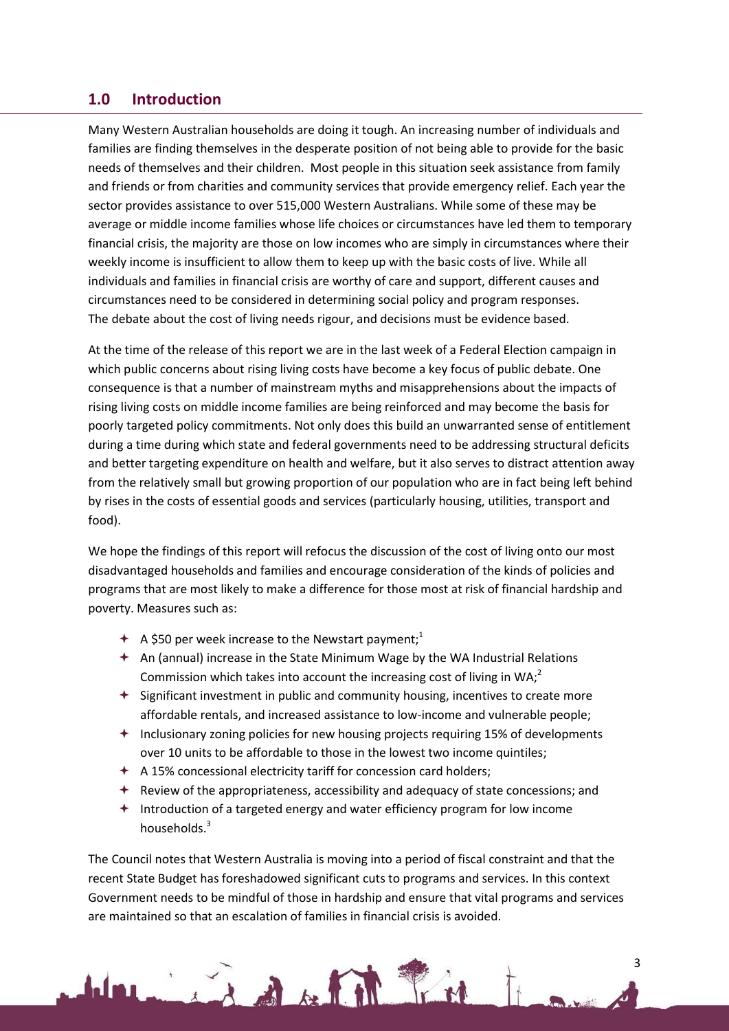## 1.0 Introduction

Many Western Australian households are doing it tough. An increasing number of individuals and families are finding themselves in the desperate position of not being able to provide for the basic needs of themselves and their children. Most people in this situation seek assistance from family and friends or from charities and community services that provide emergency relief. Each year the sector provides assistance to over 515,000 Western Australians. While some of these may be average or middle income families whose life choices or circumstances have led them to temporary financial crisis, the majority are those on low incomes who are simply in circumstances where their weekly income is insufficient to allow them to keep up with the basic costs of live. While all individuals and families in financial crisis are worthy of care and support, different causes and circumstances need to be considered in determining social policy and program responses. The debate about the cost of living needs rigour, and decisions must be evidence based.

At the time of the release of this report we are in the last week of a Federal Election campaign in which public concerns about rising living costs have become a key focus of public debate. One consequence is that a number of mainstream myths and misapprehensions about the impacts of rising living costs on middle income families are being reinforced and may become the basis for poorly targeted policy commitments. Not only does this build an unwarranted sense of entitlement during a time during which state and federal governments need to be addressing structural deficits and better targeting expenditure on health and welfare, but it also serves to distract attention away from the relatively small but growing proportion of our population who are in fact being left behind by rises in the costs of essential goods and services (particularly housing, utilities, transport and food).

We hope the findings of this report will refocus the discussion of the cost of living onto our most disadvantaged households and families and encourage consideration of the kinds of policies and programs that are most likely to make a difference for those most at risk of financial hardship and poverty. Measures such as:

- A $50 per week increase to the Newstart payment;[1]
- An (annual) increase in the State Minimum Wage by the WA Industrial Relations Commission which takes into account the increasing cost of living in WA;[2]
- Significant investment in public and community housing, incentives to create more affordable rentals, and increased assistance to low-income and vulnerable people;
- Inclusionary zoning policies for new housing projects requiring 15% of developments over 10 units to be affordable to those in the lowest two income quintiles;
- A 15% concessional electricity tariff for concession card holders;
- Review of the appropriateness, accessibility and adequacy of state concessions; and
- Introduction of a targeted energy and water efficiency program for low income households.[3]

The Council notes that Western Australia is moving into a period of fiscal constraint and that the recent State Budget has foreshadowed significant cuts to programs and services. In this context Government needs to be mindful of those in hardship and ensure that vital programs and services are maintained so that an escalation of families in financial crisis is avoided.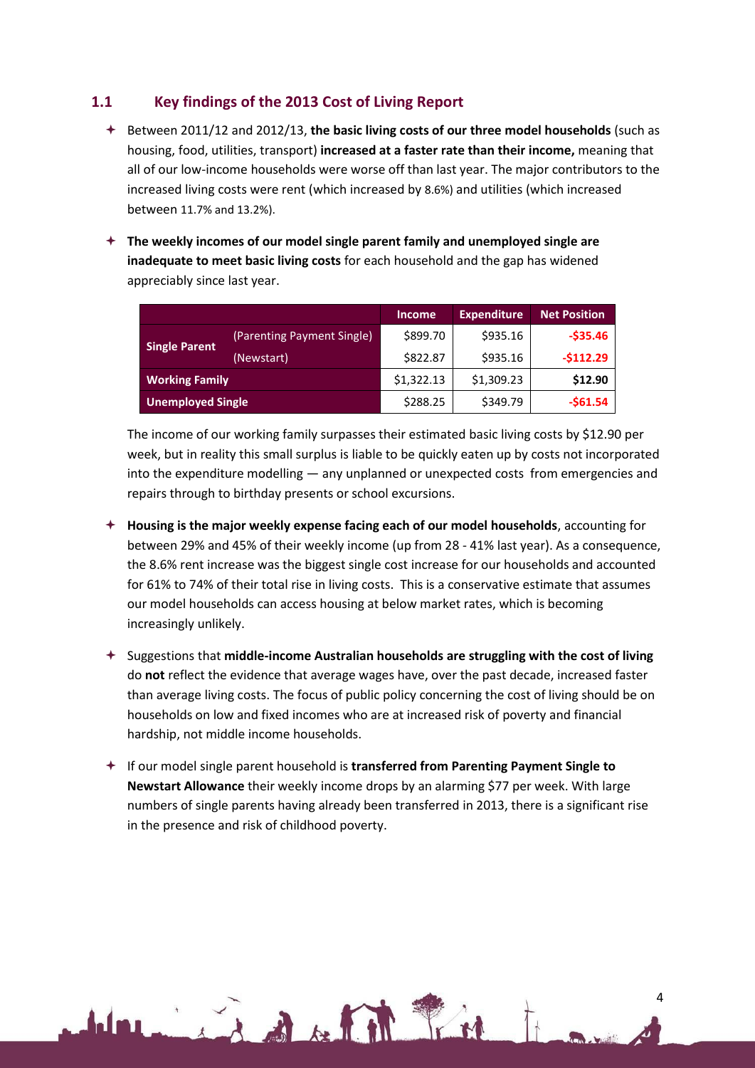## 1.1 Key findings of the 2013 Cost of Living Report

- Between 2011/12 and 2012/13, **the basic living costs of our three model households** (such as housing, food, utilities, transport) **increased at a faster rate than their income,** meaning that all of our low-income households were worse off than last year. The major contributors to the increased living costs were rent (which increased by 8.6%) and utilities (which increased between 11.7% and 13.2%).

- **The weekly incomes of our model single parent family and unemployed single are inadequate to meet basic living costs** for each household and the gap has widened appreciably since last year.

| | | Income | Expenditure | Net Position |
|---|---|---|---|---|
| **Single Parent** | (Parenting Payment Single) | $899.70 | $935.16 | **-$35.46** |
| | (Newstart) | $822.87 | $935.16 | **-$112.29** |
| **Working Family** | | $1,322.13 | $1,309.23 | **$12.90** |
| **Unemployed Single** | | $288.25 | $349.79 | **-$61.54** |

  The income of our working family surpasses their estimated basic living costs by $12.90 per week, but in reality this small surplus is liable to be quickly eaten up by costs not incorporated into the expenditure modelling — any unplanned or unexpected costs from emergencies and repairs through to birthday presents or school excursions.

- **Housing is the major weekly expense facing each of our model households**, accounting for between 29% and 45% of their weekly income (up from 28 - 41% last year). As a consequence, the 8.6% rent increase was the biggest single cost increase for our households and accounted for 61% to 74% of their total rise in living costs. This is a conservative estimate that assumes our model households can access housing at below market rates, which is becoming increasingly unlikely.

- Suggestions that **middle-income Australian households are struggling with the cost of living** do **not** reflect the evidence that average wages have, over the past decade, increased faster than average living costs. The focus of public policy concerning the cost of living should be on households on low and fixed incomes who are at increased risk of poverty and financial hardship, not middle income households.

- If our model single parent household is **transferred from Parenting Payment Single to Newstart Allowance** their weekly income drops by an alarming $77 per week. With large numbers of single parents having already been transferred in 2013, there is a significant rise in the presence and risk of childhood poverty.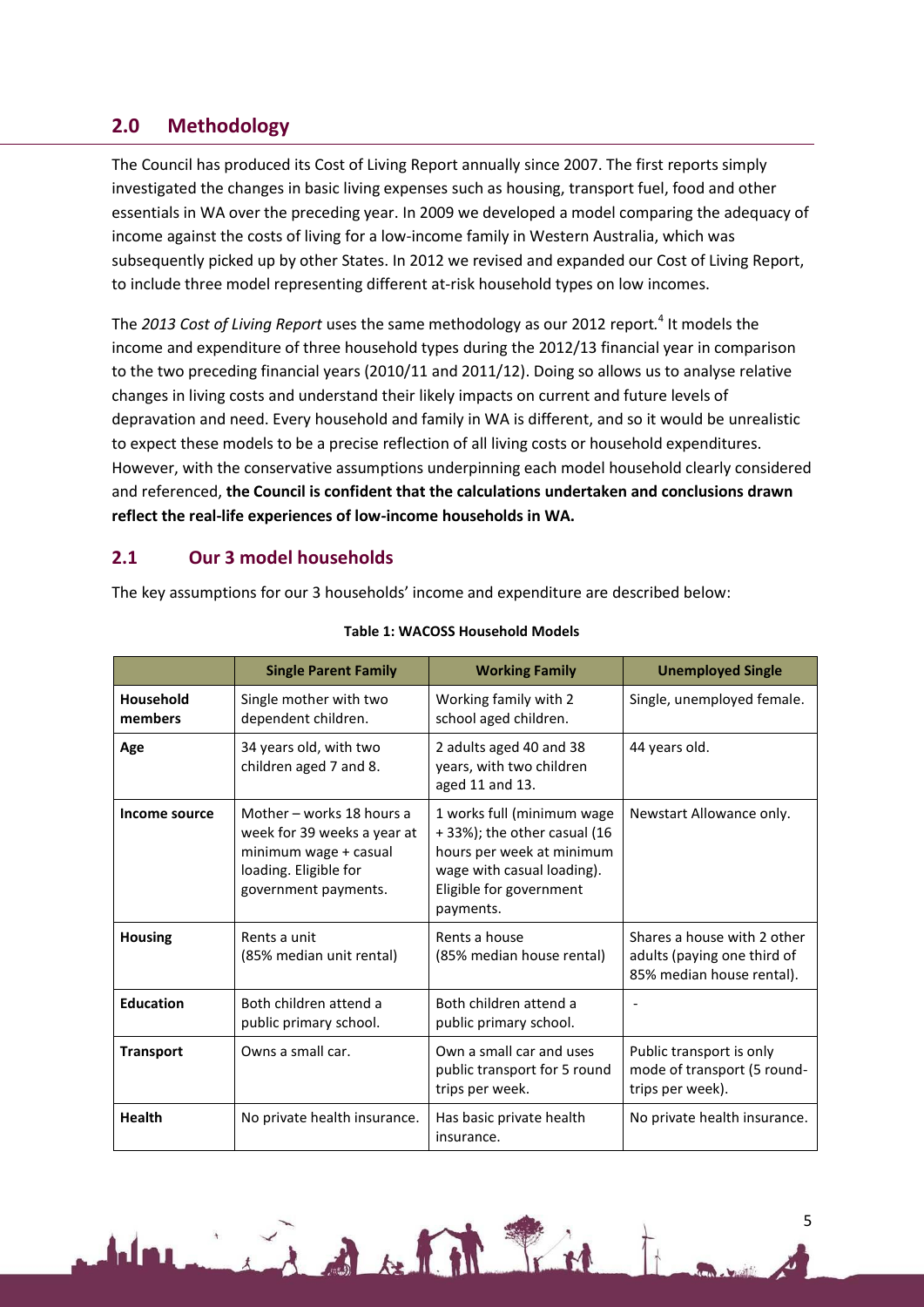## 2.0 Methodology

The Council has produced its Cost of Living Report annually since 2007. The first reports simply investigated the changes in basic living expenses such as housing, transport fuel, food and other essentials in WA over the preceding year. In 2009 we developed a model comparing the adequacy of income against the costs of living for a low-income family in Western Australia, which was subsequently picked up by other States. In 2012 we revised and expanded our Cost of Living Report, to include three model representing different at-risk household types on low incomes.

The *2013 Cost of Living Report* uses the same methodology as our 2012 report.[4] It models the income and expenditure of three household types during the 2012/13 financial year in comparison to the two preceding financial years (2010/11 and 2011/12). Doing so allows us to analyse relative changes in living costs and understand their likely impacts on current and future levels of depravation and need. Every household and family in WA is different, and so it would be unrealistic to expect these models to be a precise reflection of all living costs or household expenditures. However, with the conservative assumptions underpinning each model household clearly considered and referenced, **the Council is confident that the calculations undertaken and conclusions drawn reflect the real-life experiences of low-income households in WA.**

### 2.1 Our 3 model households

The key assumptions for our 3 households' income and expenditure are described below:

**Table 1: WACOSS Household Models**

| | Single Parent Family | Working Family | Unemployed Single |
|---|---|---|---|
| **Household members** | Single mother with two dependent children. | Working family with 2 school aged children. | Single, unemployed female. |
| **Age** | 34 years old, with two children aged 7 and 8. | 2 adults aged 40 and 38 years, with two children aged 11 and 13. | 44 years old. |
| **Income source** | Mother – works 18 hours a week for 39 weeks a year at minimum wage + casual loading. Eligible for government payments. | 1 works full (minimum wage + 33%); the other casual (16 hours per week at minimum wage with casual loading). Eligible for government payments. | Newstart Allowance only. |
| **Housing** | Rents a unit (85% median unit rental) | Rents a house (85% median house rental) | Shares a house with 2 other adults (paying one third of 85% median house rental). |
| **Education** | Both children attend a public primary school. | Both children attend a public primary school. | - |
| **Transport** | Owns a small car. | Own a small car and uses public transport for 5 round trips per week. | Public transport is only mode of transport (5 round-trips per week). |
| **Health** | No private health insurance. | Has basic private health insurance. | No private health insurance. |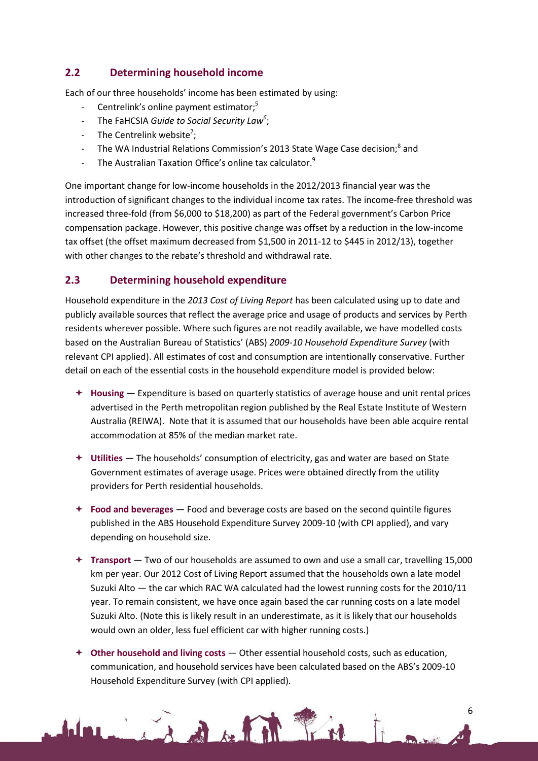## 2.2 Determining household income

Each of our three households' income has been estimated by using:

- Centrelink's online payment estimator;[5]
- The FaHCSIA *Guide to Social Security Law*[6];
- The Centrelink website[7];
- The WA Industrial Relations Commission's 2013 State Wage Case decision;[8] and
- The Australian Taxation Office's online tax calculator.[9]

One important change for low-income households in the 2012/2013 financial year was the introduction of significant changes to the individual income tax rates. The income-free threshold was increased three-fold (from $6,000 to $18,200) as part of the Federal government's Carbon Price compensation package. However, this positive change was offset by a reduction in the low-income tax offset (the offset maximum decreased from $1,500 in 2011-12 to $445 in 2012/13), together with other changes to the rebate's threshold and withdrawal rate.

## 2.3 Determining household expenditure

Household expenditure in the *2013 Cost of Living Report* has been calculated using up to date and publicly available sources that reflect the average price and usage of products and services by Perth residents wherever possible. Where such figures are not readily available, we have modelled costs based on the Australian Bureau of Statistics' (ABS) *2009-10 Household Expenditure Survey* (with relevant CPI applied). All estimates of cost and consumption are intentionally conservative. Further detail on each of the essential costs in the household expenditure model is provided below:

- **Housing** — Expenditure is based on quarterly statistics of average house and unit rental prices advertised in the Perth metropolitan region published by the Real Estate Institute of Western Australia (REIWA). Note that it is assumed that our households have been able acquire rental accommodation at 85% of the median market rate.

- **Utilities** — The households' consumption of electricity, gas and water are based on State Government estimates of average usage. Prices were obtained directly from the utility providers for Perth residential households.

- **Food and beverages** — Food and beverage costs are based on the second quintile figures published in the ABS Household Expenditure Survey 2009-10 (with CPI applied), and vary depending on household size.

- **Transport** — Two of our households are assumed to own and use a small car, travelling 15,000 km per year. Our 2012 Cost of Living Report assumed that the households own a late model Suzuki Alto — the car which RAC WA calculated had the lowest running costs for the 2010/11 year. To remain consistent, we have once again based the car running costs on a late model Suzuki Alto. (Note this is likely result in an underestimate, as it is likely that our households would own an older, less fuel efficient car with higher running costs.)

- **Other household and living costs** — Other essential household costs, such as education, communication, and household services have been calculated based on the ABS's 2009-10 Household Expenditure Survey (with CPI applied).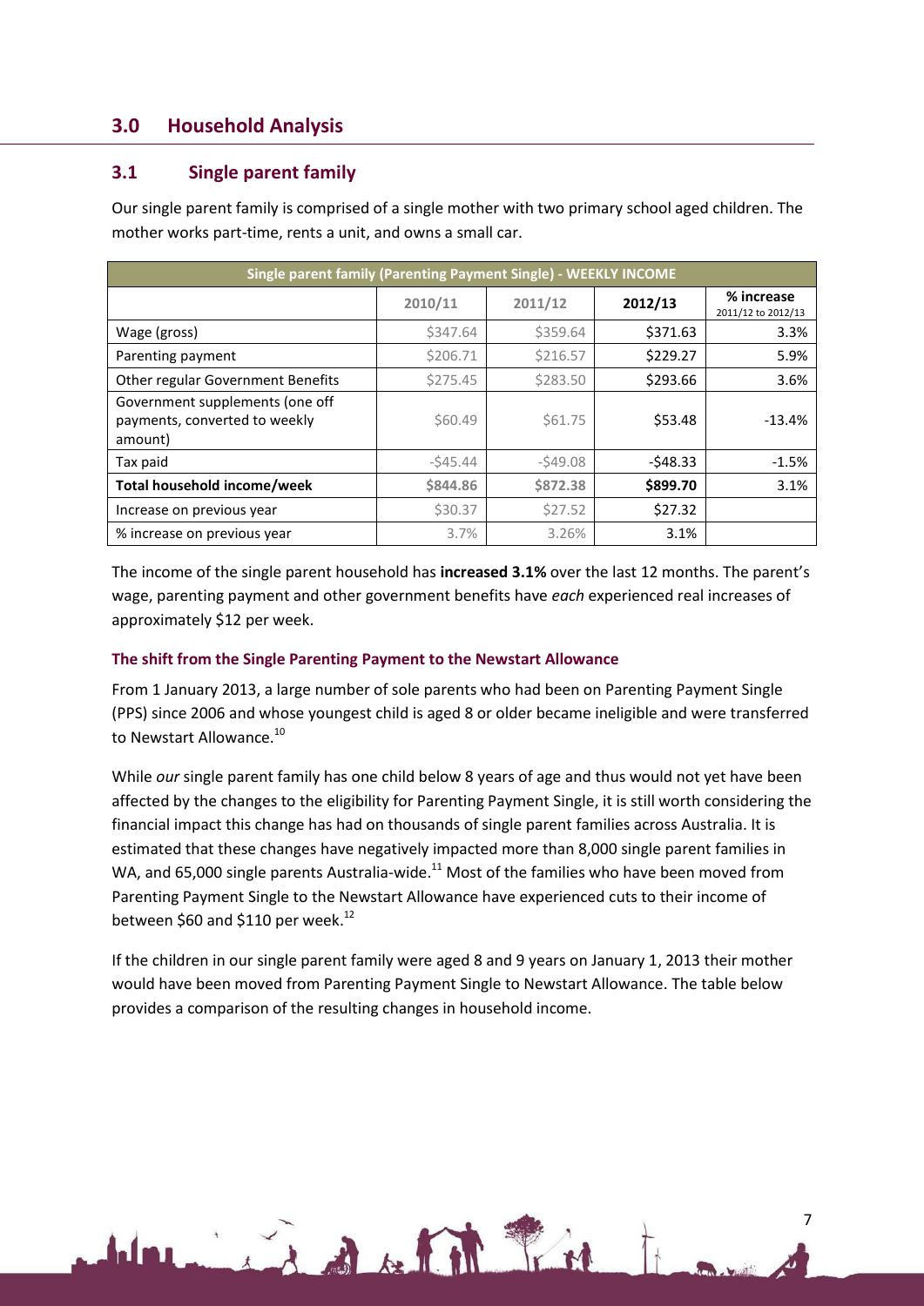## 3.0 Household Analysis

### 3.1 Single parent family

Our single parent family is comprised of a single mother with two primary school aged children. The mother works part-time, rents a unit, and owns a small car.

| Single parent family (Parenting Payment Single) - WEEKLY INCOME | | | | |
|---|---|---|---|---|
| | 2010/11 | 2011/12 | 2012/13 | % increase 2011/12 to 2012/13 |
| Wage (gross) | $347.64 | $359.64 | $371.63 | 3.3% |
| Parenting payment | $206.71 | $216.57 | $229.27 | 5.9% |
| Other regular Government Benefits | $275.45 | $283.50 | $293.66 | 3.6% |
| Government supplements (one off payments, converted to weekly amount) | $60.49 | $61.75 | $53.48 | -13.4% |
| Tax paid | -$45.44 | -$49.08 | -$48.33 | -1.5% |
| **Total household income/week** | **$844.86** | **$872.38** | **$899.70** | 3.1% |
| Increase on previous year | $30.37 | $27.52 | $27.32 | |
| % increase on previous year | 3.7% | 3.26% | 3.1% | |

The income of the single parent household has **increased 3.1%** over the last 12 months. The parent's wage, parenting payment and other government benefits have *each* experienced real increases of approximately $12 per week.

#### The shift from the Single Parenting Payment to the Newstart Allowance

From 1 January 2013, a large number of sole parents who had been on Parenting Payment Single (PPS) since 2006 and whose youngest child is aged 8 or older became ineligible and were transferred to Newstart Allowance.[10]

While *our* single parent family has one child below 8 years of age and thus would not yet have been affected by the changes to the eligibility for Parenting Payment Single, it is still worth considering the financial impact this change has had on thousands of single parent families across Australia. It is estimated that these changes have negatively impacted more than 8,000 single parent families in WA, and 65,000 single parents Australia-wide.[11] Most of the families who have been moved from Parenting Payment Single to the Newstart Allowance have experienced cuts to their income of between $60 and $110 per week.[12]

If the children in our single parent family were aged 8 and 9 years on January 1, 2013 their mother would have been moved from Parenting Payment Single to Newstart Allowance. The table below provides a comparison of the resulting changes in household income.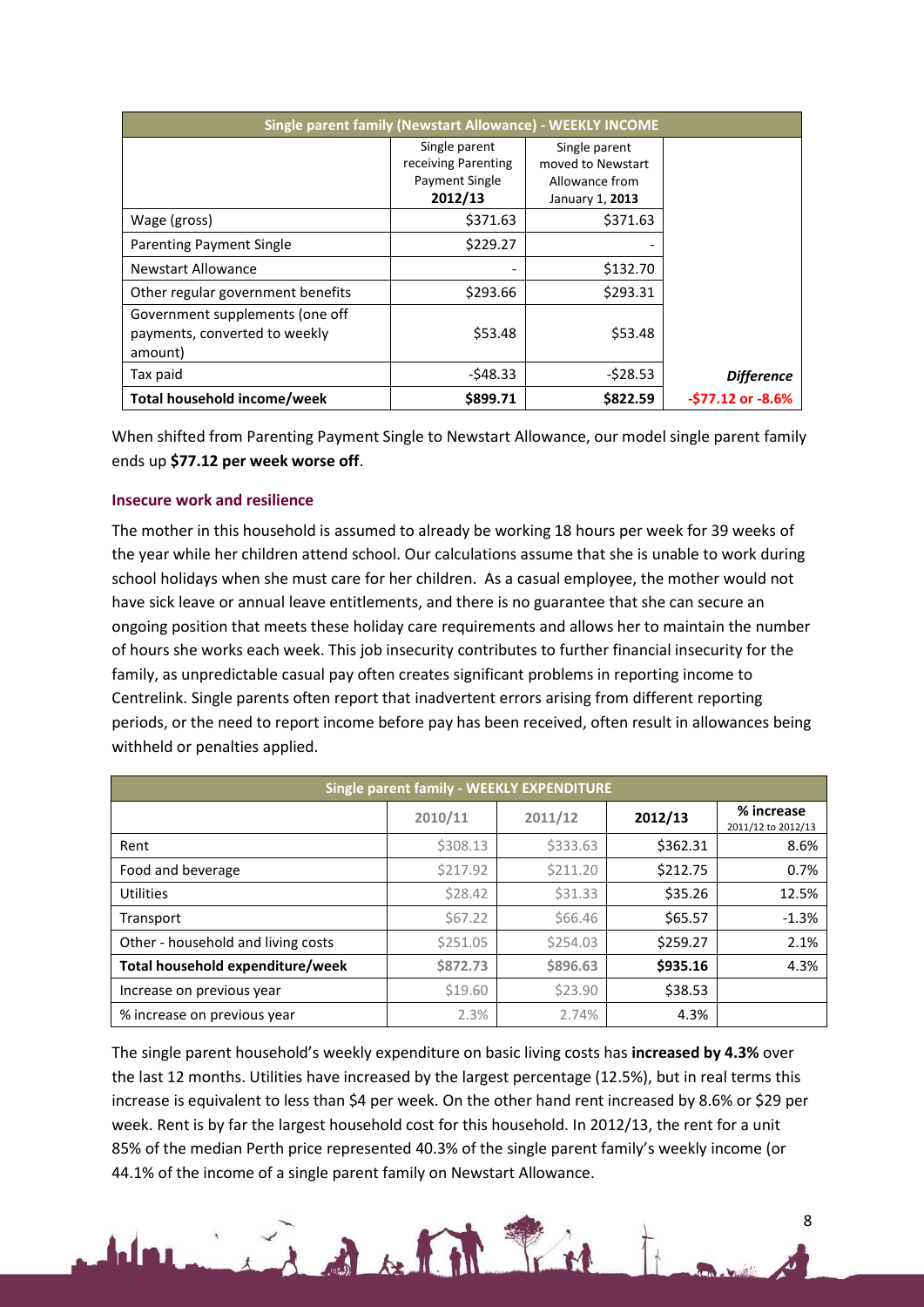| Single parent family (Newstart Allowance) - WEEKLY INCOME | | | |
|---|---|---|---|
| | Single parent receiving Parenting Payment Single **2012/13** | Single parent moved to Newstart Allowance from January 1, **2013** | |
| Wage (gross) | $371.63 | $371.63 | |
| Parenting Payment Single | $229.27 | - | |
| Newstart Allowance | - | $132.70 | |
| Other regular government benefits | $293.66 | $293.31 | |
| Government supplements (one off payments, converted to weekly amount) | $53.48 | $53.48 | |
| Tax paid | -$48.33 | -$28.53 | ***Difference*** |
| **Total household income/week** | **$899.71** | **$822.59** | **-$77.12 or -8.6%** |

When shifted from Parenting Payment Single to Newstart Allowance, our model single parent family ends up **$77.12 per week worse off**.

### Insecure work and resilience

The mother in this household is assumed to already be working 18 hours per week for 39 weeks of the year while her children attend school. Our calculations assume that she is unable to work during school holidays when she must care for her children. As a casual employee, the mother would not have sick leave or annual leave entitlements, and there is no guarantee that she can secure an ongoing position that meets these holiday care requirements and allows her to maintain the number of hours she works each week. This job insecurity contributes to further financial insecurity for the family, as unpredictable casual pay often creates significant problems in reporting income to Centrelink. Single parents often report that inadvertent errors arising from different reporting periods, or the need to report income before pay has been received, often result in allowances being withheld or penalties applied.

| Single parent family - WEEKLY EXPENDITURE | | | | |
|---|---|---|---|---|
| | 2010/11 | 2011/12 | 2012/13 | % increase 2011/12 to 2012/13 |
| Rent | $308.13 | $333.63 | $362.31 | 8.6% |
| Food and beverage | $217.92 | $211.20 | $212.75 | 0.7% |
| Utilities | $28.42 | $31.33 | $35.26 | 12.5% |
| Transport | $67.22 | $66.46 | $65.57 | -1.3% |
| Other - household and living costs | $251.05 | $254.03 | $259.27 | 2.1% |
| **Total household expenditure/week** | **$872.73** | **$896.63** | **$935.16** | 4.3% |
| Increase on previous year | $19.60 | $23.90 | $38.53 | |
| % increase on previous year | 2.3% | 2.74% | 4.3% | |

The single parent household's weekly expenditure on basic living costs has **increased by 4.3%** over the last 12 months. Utilities have increased by the largest percentage (12.5%), but in real terms this increase is equivalent to less than $4 per week. On the other hand rent increased by 8.6% or $29 per week. Rent is by far the largest household cost for this household. In 2012/13, the rent for a unit 85% of the median Perth price represented 40.3% of the single parent family's weekly income (or 44.1% of the income of a single parent family on Newstart Allowance.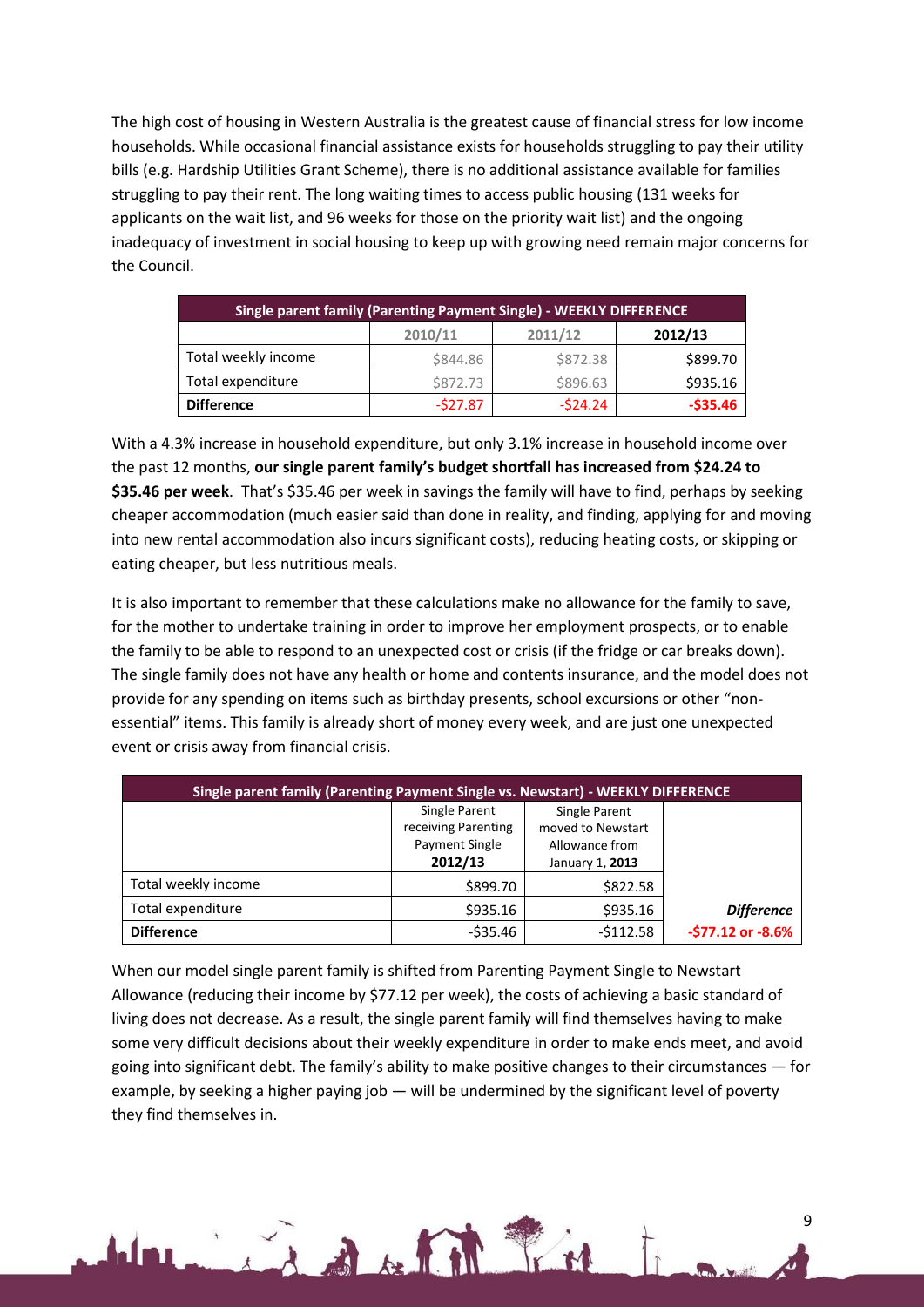The high cost of housing in Western Australia is the greatest cause of financial stress for low income households. While occasional financial assistance exists for households struggling to pay their utility bills (e.g. Hardship Utilities Grant Scheme), there is no additional assistance available for families struggling to pay their rent. The long waiting times to access public housing (131 weeks for applicants on the wait list, and 96 weeks for those on the priority wait list) and the ongoing inadequacy of investment in social housing to keep up with growing need remain major concerns for the Council.

| Single parent family (Parenting Payment Single) - WEEKLY DIFFERENCE | | | |
|---|---|---|---|
| | 2010/11 | 2011/12 | 2012/13 |
| Total weekly income | $844.86 | $872.38 | $899.70 |
| Total expenditure | $872.73 | $896.63 | $935.16 |
| **Difference** | -$27.87 | -$24.24 | **-$35.46** |

With a 4.3% increase in household expenditure, but only 3.1% increase in household income over the past 12 months, **our single parent family's budget shortfall has increased from $24.24 to $35.46 per week**. That's $35.46 per week in savings the family will have to find, perhaps by seeking cheaper accommodation (much easier said than done in reality, and finding, applying for and moving into new rental accommodation also incurs significant costs), reducing heating costs, or skipping or eating cheaper, but less nutritious meals.

It is also important to remember that these calculations make no allowance for the family to save, for the mother to undertake training in order to improve her employment prospects, or to enable the family to be able to respond to an unexpected cost or crisis (if the fridge or car breaks down). The single family does not have any health or home and contents insurance, and the model does not provide for any spending on items such as birthday presents, school excursions or other "non-essential" items. This family is already short of money every week, and are just one unexpected event or crisis away from financial crisis.

| Single parent family (Parenting Payment Single vs. Newstart) - WEEKLY DIFFERENCE | | | |
|---|---|---|---|
| | Single Parent receiving Parenting Payment Single **2012/13** | Single Parent moved to Newstart Allowance from January 1, **2013** | |
| Total weekly income | $899.70 | $822.58 | |
| Total expenditure | $935.16 | $935.16 | ***Difference*** |
| **Difference** | -$35.46 | -$112.58 | ***-$77.12 or -8.6%*** |

When our model single parent family is shifted from Parenting Payment Single to Newstart Allowance (reducing their income by $77.12 per week), the costs of achieving a basic standard of living does not decrease. As a result, the single parent family will find themselves having to make some very difficult decisions about their weekly expenditure in order to make ends meet, and avoid going into significant debt. The family's ability to make positive changes to their circumstances — for example, by seeking a higher paying job — will be undermined by the significant level of poverty they find themselves in.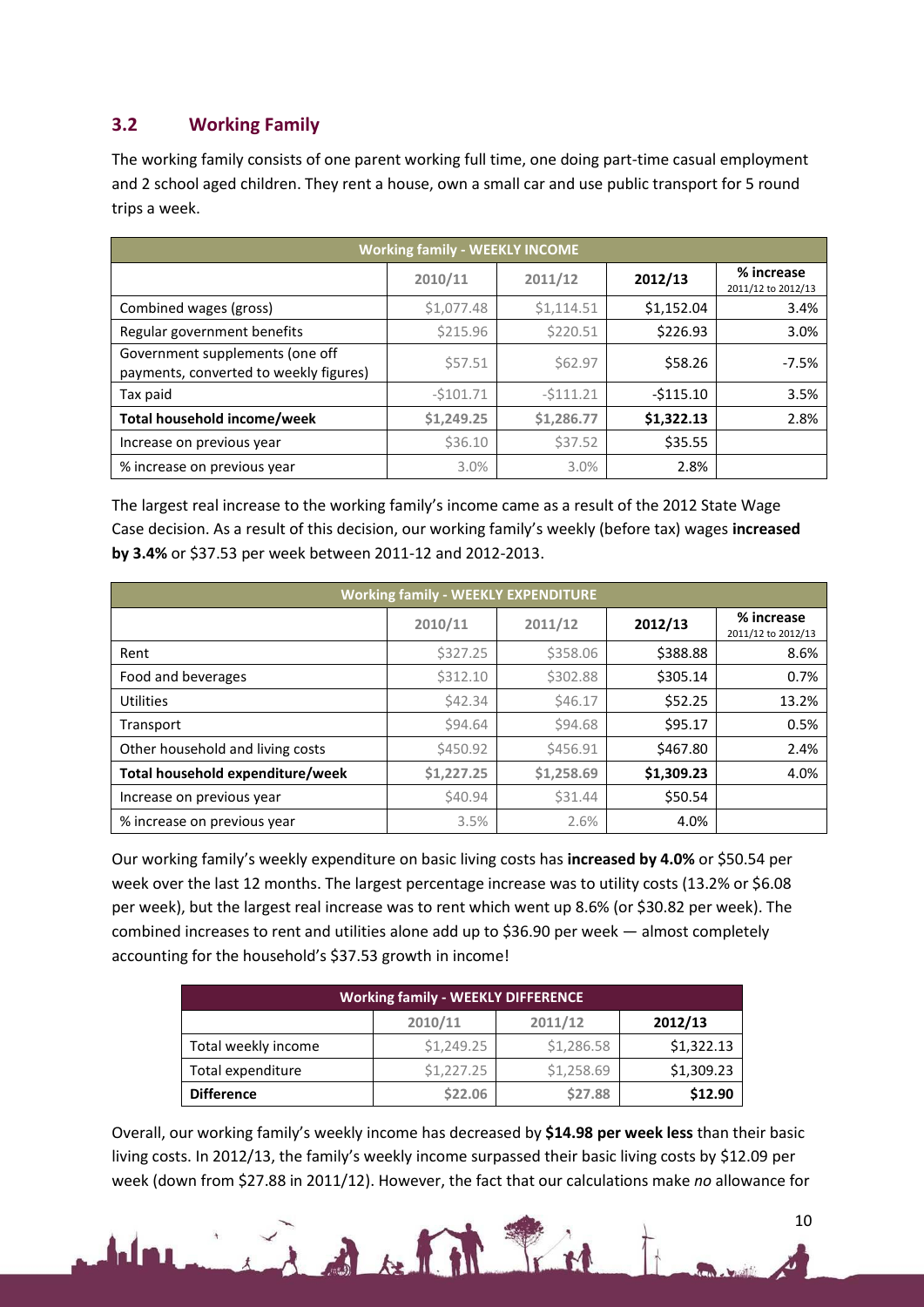## 3.2 Working Family

The working family consists of one parent working full time, one doing part-time casual employment and 2 school aged children. They rent a house, own a small car and use public transport for 5 round trips a week.

| Working family - WEEKLY INCOME | | | | |
|---|---|---|---|---|
| | 2010/11 | 2011/12 | 2012/13 | % increase 2011/12 to 2012/13 |
| Combined wages (gross) | $1,077.48 | $1,114.51 | $1,152.04 | 3.4% |
| Regular government benefits | $215.96 | $220.51 | $226.93 | 3.0% |
| Government supplements (one off payments, converted to weekly figures) | $57.51 | $62.97 | $58.26 | -7.5% |
| Tax paid | -$101.71 | -$111.21 | -$115.10 | 3.5% |
| **Total household income/week** | **$1,249.25** | **$1,286.77** | **$1,322.13** | 2.8% |
| Increase on previous year | $36.10 | $37.52 | $35.55 | |
| % increase on previous year | 3.0% | 3.0% | 2.8% | |

The largest real increase to the working family's income came as a result of the 2012 State Wage Case decision. As a result of this decision, our working family's weekly (before tax) wages **increased by 3.4%** or $37.53 per week between 2011-12 and 2012-2013.

| Working family - WEEKLY EXPENDITURE | | | | |
|---|---|---|---|---|
| | 2010/11 | 2011/12 | 2012/13 | % increase 2011/12 to 2012/13 |
| Rent | $327.25 | $358.06 | $388.88 | 8.6% |
| Food and beverages | $312.10 | $302.88 | $305.14 | 0.7% |
| Utilities | $42.34 | $46.17 | $52.25 | 13.2% |
| Transport | $94.64 | $94.68 | $95.17 | 0.5% |
| Other household and living costs | $450.92 | $456.91 | $467.80 | 2.4% |
| **Total household expenditure/week** | **$1,227.25** | **$1,258.69** | **$1,309.23** | 4.0% |
| Increase on previous year | $40.94 | $31.44 | $50.54 | |
| % increase on previous year | 3.5% | 2.6% | 4.0% | |

Our working family's weekly expenditure on basic living costs has **increased by 4.0%** or $50.54 per week over the last 12 months. The largest percentage increase was to utility costs (13.2% or $6.08 per week), but the largest real increase was to rent which went up 8.6% (or $30.82 per week). The combined increases to rent and utilities alone add up to $36.90 per week — almost completely accounting for the household's $37.53 growth in income!

| Working family - WEEKLY DIFFERENCE | | | |
|---|---|---|---|
| | 2010/11 | 2011/12 | 2012/13 |
| Total weekly income | $1,249.25 | $1,286.58 | $1,322.13 |
| Total expenditure | $1,227.25 | $1,258.69 | $1,309.23 |
| **Difference** | **$22.06** | **$27.88** | **$12.90** |

Overall, our working family's weekly income has decreased by **$14.98 per week less** than their basic living costs. In 2012/13, the family's weekly income surpassed their basic living costs by $12.09 per week (down from $27.88 in 2011/12). However, the fact that our calculations make *no* allowance for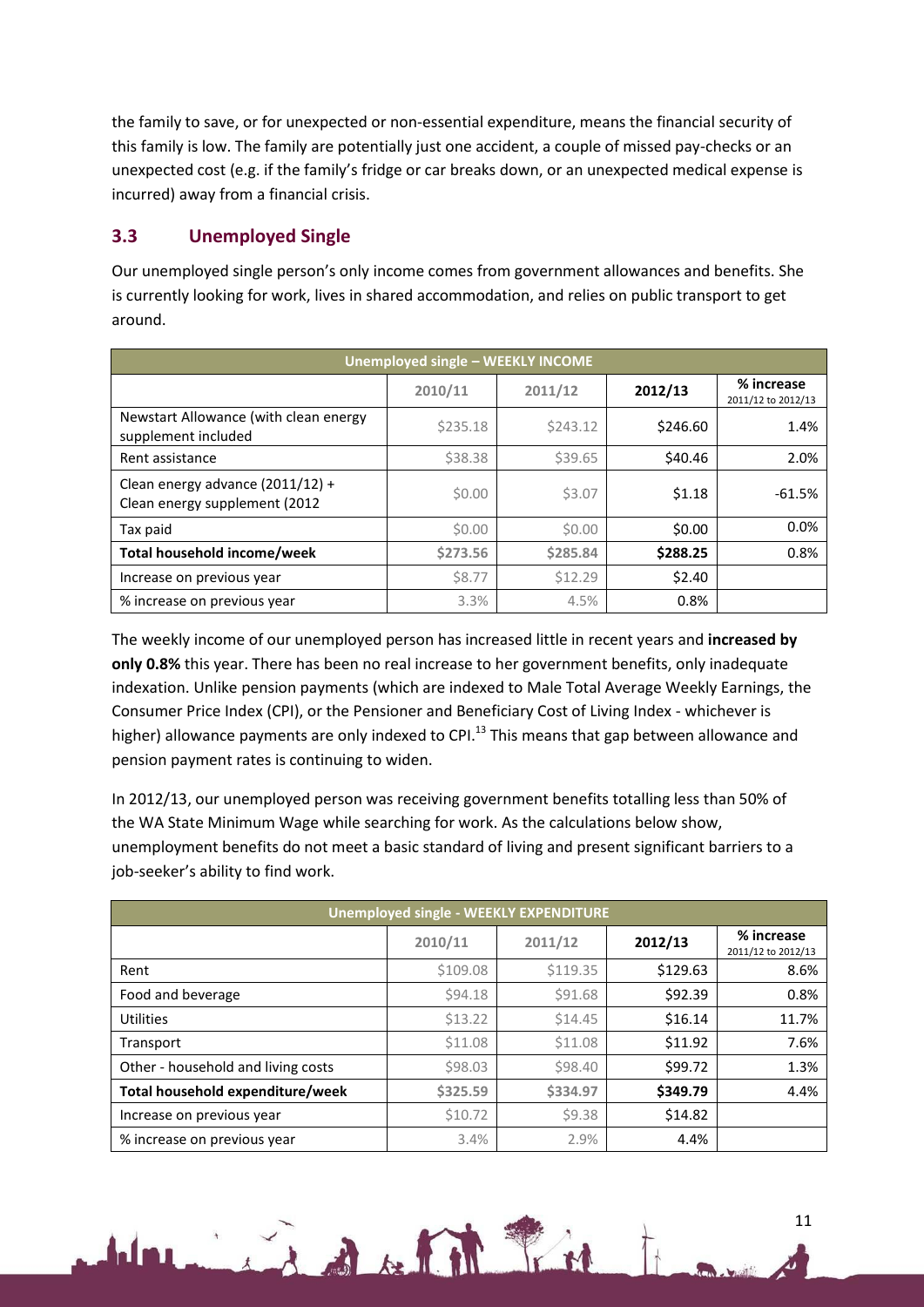the family to save, or for unexpected or non-essential expenditure, means the financial security of this family is low. The family are potentially just one accident, a couple of missed pay-checks or an unexpected cost (e.g. if the family's fridge or car breaks down, or an unexpected medical expense is incurred) away from a financial crisis.

## 3.3 Unemployed Single

Our unemployed single person's only income comes from government allowances and benefits. She is currently looking for work, lives in shared accommodation, and relies on public transport to get around.

| Unemployed single – WEEKLY INCOME | | | | |
|---|---|---|---|---|
| | 2010/11 | 2011/12 | 2012/13 | % increase 2011/12 to 2012/13 |
| Newstart Allowance (with clean energy supplement included | $235.18 | $243.12 | $246.60 | 1.4% |
| Rent assistance | $38.38 | $39.65 | $40.46 | 2.0% |
| Clean energy advance (2011/12) + Clean energy supplement (2012 | $0.00 | $3.07 | $1.18 | -61.5% |
| Tax paid | $0.00 | $0.00 | $0.00 | 0.0% |
| **Total household income/week** | **$273.56** | **$285.84** | **$288.25** | 0.8% |
| Increase on previous year | $8.77 | $12.29 | $2.40 | |
| % increase on previous year | 3.3% | 4.5% | 0.8% | |

The weekly income of our unemployed person has increased little in recent years and **increased by only 0.8%** this year. There has been no real increase to her government benefits, only inadequate indexation. Unlike pension payments (which are indexed to Male Total Average Weekly Earnings, the Consumer Price Index (CPI), or the Pensioner and Beneficiary Cost of Living Index - whichever is higher) allowance payments are only indexed to CPI.[13] This means that gap between allowance and pension payment rates is continuing to widen.

In 2012/13, our unemployed person was receiving government benefits totalling less than 50% of the WA State Minimum Wage while searching for work. As the calculations below show, unemployment benefits do not meet a basic standard of living and present significant barriers to a job-seeker's ability to find work.

| Unemployed single - WEEKLY EXPENDITURE | | | | |
|---|---|---|---|---|
| | 2010/11 | 2011/12 | 2012/13 | % increase 2011/12 to 2012/13 |
| Rent | $109.08 | $119.35 | $129.63 | 8.6% |
| Food and beverage | $94.18 | $91.68 | $92.39 | 0.8% |
| Utilities | $13.22 | $14.45 | $16.14 | 11.7% |
| Transport | $11.08 | $11.08 | $11.92 | 7.6% |
| Other - household and living costs | $98.03 | $98.40 | $99.72 | 1.3% |
| **Total household expenditure/week** | **$325.59** | **$334.97** | **$349.79** | 4.4% |
| Increase on previous year | $10.72 | $9.38 | $14.82 | |
| % increase on previous year | 3.4% | 2.9% | 4.4% | |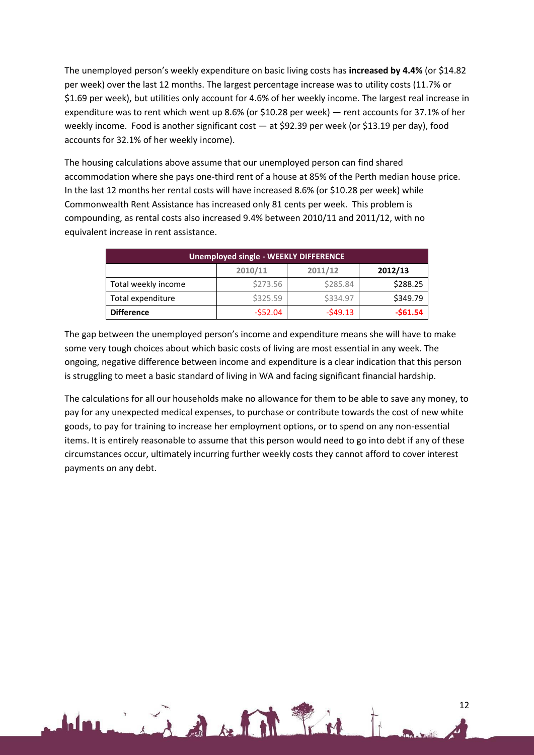The unemployed person's weekly expenditure on basic living costs has **increased by 4.4%** (or $14.82 per week) over the last 12 months. The largest percentage increase was to utility costs (11.7% or $1.69 per week), but utilities only account for 4.6% of her weekly income. The largest real increase in expenditure was to rent which went up 8.6% (or $10.28 per week) — rent accounts for 37.1% of her weekly income. Food is another significant cost — at $92.39 per week (or $13.19 per day), food accounts for 32.1% of her weekly income).

The housing calculations above assume that our unemployed person can find shared accommodation where she pays one-third rent of a house at 85% of the Perth median house price. In the last 12 months her rental costs will have increased 8.6% (or $10.28 per week) while Commonwealth Rent Assistance has increased only 81 cents per week. This problem is compounding, as rental costs also increased 9.4% between 2010/11 and 2011/12, with no equivalent increase in rent assistance.

| Unemployed single - WEEKLY DIFFERENCE | | | |
|---|---|---|---|
| | 2010/11 | 2011/12 | **2012/13** |
| Total weekly income | $273.56 | $285.84 | $288.25 |
| Total expenditure | $325.59 | $334.97 | $349.79 |
| **Difference** | -$52.04 | -$49.13 | **-$61.54** |

The gap between the unemployed person's income and expenditure means she will have to make some very tough choices about which basic costs of living are most essential in any week. The ongoing, negative difference between income and expenditure is a clear indication that this person is struggling to meet a basic standard of living in WA and facing significant financial hardship.

The calculations for all our households make no allowance for them to be able to save any money, to pay for any unexpected medical expenses, to purchase or contribute towards the cost of new white goods, to pay for training to increase her employment options, or to spend on any non-essential items. It is entirely reasonable to assume that this person would need to go into debt if any of these circumstances occur, ultimately incurring further weekly costs they cannot afford to cover interest payments on any debt.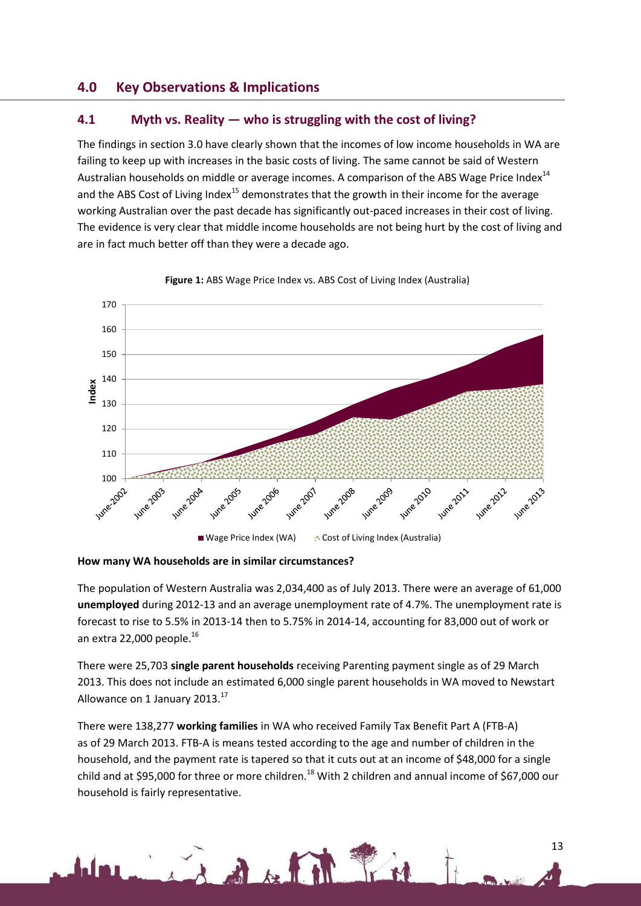## 4.0 Key Observations & Implications

### 4.1 Myth vs. Reality — who is struggling with the cost of living?

The findings in section 3.0 have clearly shown that the incomes of low income households in WA are failing to keep up with increases in the basic costs of living. The same cannot be said of Western Australian households on middle or average incomes. A comparison of the ABS Wage Price Index[14] and the ABS Cost of Living Index[15] demonstrates that the growth in their income for the average working Australian over the past decade has significantly out-paced increases in their cost of living. The evidence is very clear that middle income households are not being hurt by the cost of living and are in fact much better off than they were a decade ago.

**Figure 1:** ABS Wage Price Index vs. ABS Cost of Living Index (Australia)

**How many WA households are in similar circumstances?**

The population of Western Australia was 2,034,400 as of July 2013. There were an average of 61,000 **unemployed** during 2012-13 and an average unemployment rate of 4.7%. The unemployment rate is forecast to rise to 5.5% in 2013-14 then to 5.75% in 2014-14, accounting for 83,000 out of work or an extra 22,000 people.[16]

There were 25,703 **single parent households** receiving Parenting payment single as of 29 March 2013. This does not include an estimated 6,000 single parent households in WA moved to Newstart Allowance on 1 January 2013.[17]

There were 138,277 **working families** in WA who received Family Tax Benefit Part A (FTB-A) as of 29 March 2013. FTB-A is means tested according to the age and number of children in the household, and the payment rate is tapered so that it cuts out at an income of $48,000 for a single child and at $95,000 for three or more children.[18] With 2 children and annual income of $67,000 our household is fairly representative.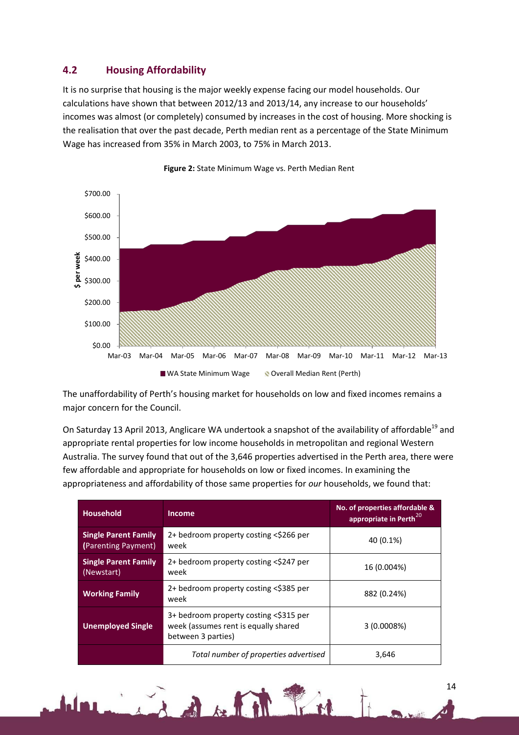## 4.2 Housing Affordability

It is no surprise that housing is the major weekly expense facing our model households. Our calculations have shown that between 2012/13 and 2013/14, any increase to our households' incomes was almost (or completely) consumed by increases in the cost of housing. More shocking is the realisation that over the past decade, Perth median rent as a percentage of the State Minimum Wage has increased from 35% in March 2003, to 75% in March 2013.

**Figure 2:** State Minimum Wage vs. Perth Median Rent

The unaffordability of Perth's housing market for households on low and fixed incomes remains a major concern for the Council.

On Saturday 13 April 2013, Anglicare WA undertook a snapshot of the availability of affordable[19] and appropriate rental properties for low income households in metropolitan and regional Western Australia. The survey found that out of the 3,646 properties advertised in the Perth area, there were few affordable and appropriate for households on low or fixed incomes. In examining the appropriateness and affordability of those same properties for *our* households, we found that:

| Household | Income | No. of properties affordable & appropriate in Perth[20] |
|---|---|---|
| **Single Parent Family (Parenting Payment)** | 2+ bedroom property costing <$266 per week | 40 (0.1%) |
| **Single Parent Family** (Newstart) | 2+ bedroom property costing <$247 per week | 16 (0.004%) |
| **Working Family** | 2+ bedroom property costing <$385 per week | 882 (0.24%) |
| **Unemployed Single** | 3+ bedroom property costing <$315 per week (assumes rent is equally shared between 3 parties) | 3 (0.0008%) |
| | *Total number of properties advertised* | 3,646 |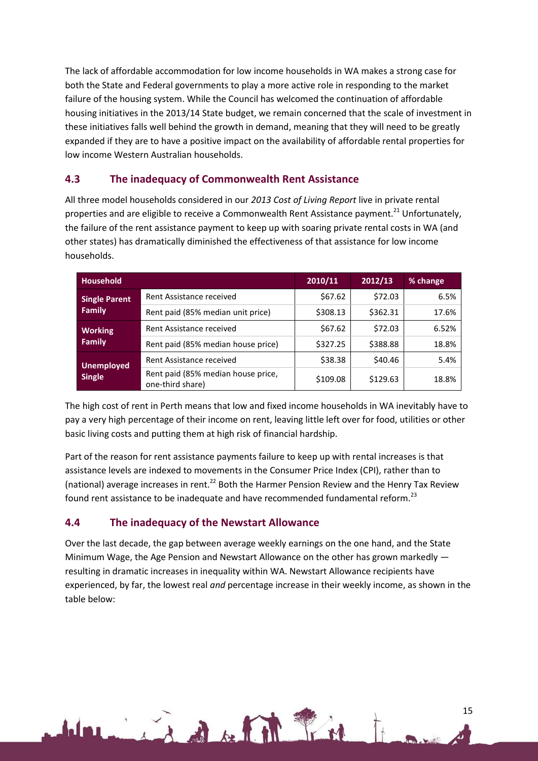The lack of affordable accommodation for low income households in WA makes a strong case for both the State and Federal governments to play a more active role in responding to the market failure of the housing system. While the Council has welcomed the continuation of affordable housing initiatives in the 2013/14 State budget, we remain concerned that the scale of investment in these initiatives falls well behind the growth in demand, meaning that they will need to be greatly expanded if they are to have a positive impact on the availability of affordable rental properties for low income Western Australian households.

## 4.3 The inadequacy of Commonwealth Rent Assistance

All three model households considered in our *2013 Cost of Living Report* live in private rental properties and are eligible to receive a Commonwealth Rent Assistance payment.[21] Unfortunately, the failure of the rent assistance payment to keep up with soaring private rental costs in WA (and other states) has dramatically diminished the effectiveness of that assistance for low income households.

| Household | | 2010/11 | 2012/13 | % change |
|---|---|---|---|---|
| **Single Parent Family** | Rent Assistance received | $67.62 | $72.03 | 6.5% |
| | Rent paid (85% median unit price) | $308.13 | $362.31 | 17.6% |
| **Working Family** | Rent Assistance received | $67.62 | $72.03 | 6.52% |
| | Rent paid (85% median house price) | $327.25 | $388.88 | 18.8% |
| **Unemployed Single** | Rent Assistance received | $38.38 | $40.46 | 5.4% |
| | Rent paid (85% median house price, one-third share) | $109.08 | $129.63 | 18.8% |

The high cost of rent in Perth means that low and fixed income households in WA inevitably have to pay a very high percentage of their income on rent, leaving little left over for food, utilities or other basic living costs and putting them at high risk of financial hardship.

Part of the reason for rent assistance payments failure to keep up with rental increases is that assistance levels are indexed to movements in the Consumer Price Index (CPI), rather than to (national) average increases in rent.[22] Both the Harmer Pension Review and the Henry Tax Review found rent assistance to be inadequate and have recommended fundamental reform.[23]

## 4.4 The inadequacy of the Newstart Allowance

Over the last decade, the gap between average weekly earnings on the one hand, and the State Minimum Wage, the Age Pension and Newstart Allowance on the other has grown markedly — resulting in dramatic increases in inequality within WA. Newstart Allowance recipients have experienced, by far, the lowest real *and* percentage increase in their weekly income, as shown in the table below: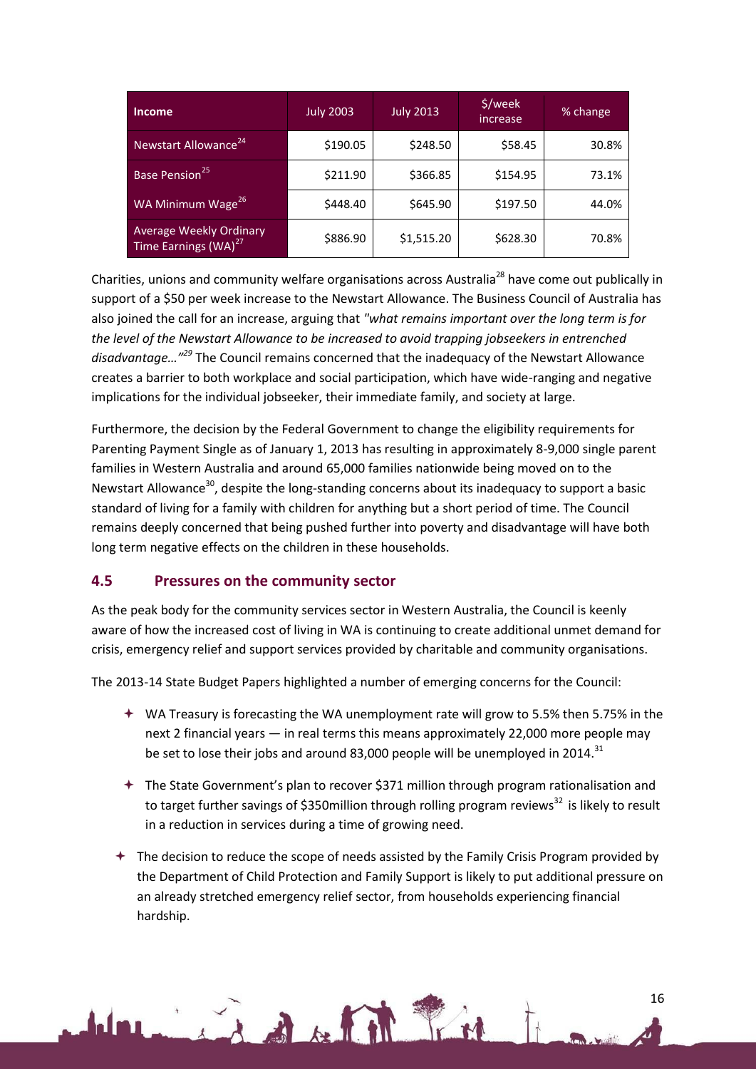| Income | July 2003 | July 2013 | $/week increase | % change |
| --- | --- | --- | --- | --- |
| Newstart Allowance[24] | $190.05 | $248.50 | $58.45 | 30.8% |
| Base Pension[25] | $211.90 | $366.85 | $154.95 | 73.1% |
| WA Minimum Wage[26] | $448.40 | $645.90 | $197.50 | 44.0% |
| Average Weekly Ordinary Time Earnings (WA)[27] | $886.90 | $1,515.20 | $628.30 | 70.8% |

Charities, unions and community welfare organisations across Australia[28] have come out publically in support of a $50 per week increase to the Newstart Allowance. The Business Council of Australia has also joined the call for an increase, arguing that *"what remains important over the long term is for the level of the Newstart Allowance to be increased to avoid trapping jobseekers in entrenched disadvantage…"[29]* The Council remains concerned that the inadequacy of the Newstart Allowance creates a barrier to both workplace and social participation, which have wide-ranging and negative implications for the individual jobseeker, their immediate family, and society at large.

Furthermore, the decision by the Federal Government to change the eligibility requirements for Parenting Payment Single as of January 1, 2013 has resulting in approximately 8-9,000 single parent families in Western Australia and around 65,000 families nationwide being moved on to the Newstart Allowance[30], despite the long-standing concerns about its inadequacy to support a basic standard of living for a family with children for anything but a short period of time. The Council remains deeply concerned that being pushed further into poverty and disadvantage will have both long term negative effects on the children in these households.

## 4.5 Pressures on the community sector

As the peak body for the community services sector in Western Australia, the Council is keenly aware of how the increased cost of living in WA is continuing to create additional unmet demand for crisis, emergency relief and support services provided by charitable and community organisations.

The 2013-14 State Budget Papers highlighted a number of emerging concerns for the Council:

- WA Treasury is forecasting the WA unemployment rate will grow to 5.5% then 5.75% in the next 2 financial years — in real terms this means approximately 22,000 more people may be set to lose their jobs and around 83,000 people will be unemployed in 2014.[31]
- The State Government's plan to recover $371 million through program rationalisation and to target further savings of $350million through rolling program reviews[32] is likely to result in a reduction in services during a time of growing need.
- The decision to reduce the scope of needs assisted by the Family Crisis Program provided by the Department of Child Protection and Family Support is likely to put additional pressure on an already stretched emergency relief sector, from households experiencing financial hardship.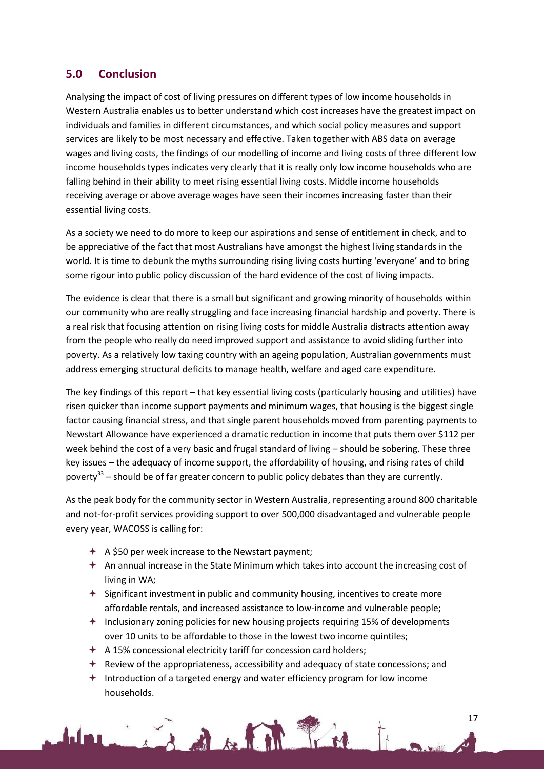## 5.0 Conclusion

Analysing the impact of cost of living pressures on different types of low income households in Western Australia enables us to better understand which cost increases have the greatest impact on individuals and families in different circumstances, and which social policy measures and support services are likely to be most necessary and effective. Taken together with ABS data on average wages and living costs, the findings of our modelling of income and living costs of three different low income households types indicates very clearly that it is really only low income households who are falling behind in their ability to meet rising essential living costs. Middle income households receiving average or above average wages have seen their incomes increasing faster than their essential living costs.

As a society we need to do more to keep our aspirations and sense of entitlement in check, and to be appreciative of the fact that most Australians have amongst the highest living standards in the world. It is time to debunk the myths surrounding rising living costs hurting 'everyone' and to bring some rigour into public policy discussion of the hard evidence of the cost of living impacts.

The evidence is clear that there is a small but significant and growing minority of households within our community who are really struggling and face increasing financial hardship and poverty. There is a real risk that focusing attention on rising living costs for middle Australia distracts attention away from the people who really do need improved support and assistance to avoid sliding further into poverty. As a relatively low taxing country with an ageing population, Australian governments must address emerging structural deficits to manage health, welfare and aged care expenditure.

The key findings of this report – that key essential living costs (particularly housing and utilities) have risen quicker than income support payments and minimum wages, that housing is the biggest single factor causing financial stress, and that single parent households moved from parenting payments to Newstart Allowance have experienced a dramatic reduction in income that puts them over $112 per week behind the cost of a very basic and frugal standard of living – should be sobering. These three key issues – the adequacy of income support, the affordability of housing, and rising rates of child poverty[33] – should be of far greater concern to public policy debates than they are currently.

As the peak body for the community sector in Western Australia, representing around 800 charitable and not-for-profit services providing support to over 500,000 disadvantaged and vulnerable people every year, WACOSS is calling for:

- A $50 per week increase to the Newstart payment;
- An annual increase in the State Minimum which takes into account the increasing cost of living in WA;
- Significant investment in public and community housing, incentives to create more affordable rentals, and increased assistance to low-income and vulnerable people;
- Inclusionary zoning policies for new housing projects requiring 15% of developments over 10 units to be affordable to those in the lowest two income quintiles;
- A 15% concessional electricity tariff for concession card holders;
- Review of the appropriateness, accessibility and adequacy of state concessions; and
- Introduction of a targeted energy and water efficiency program for low income households.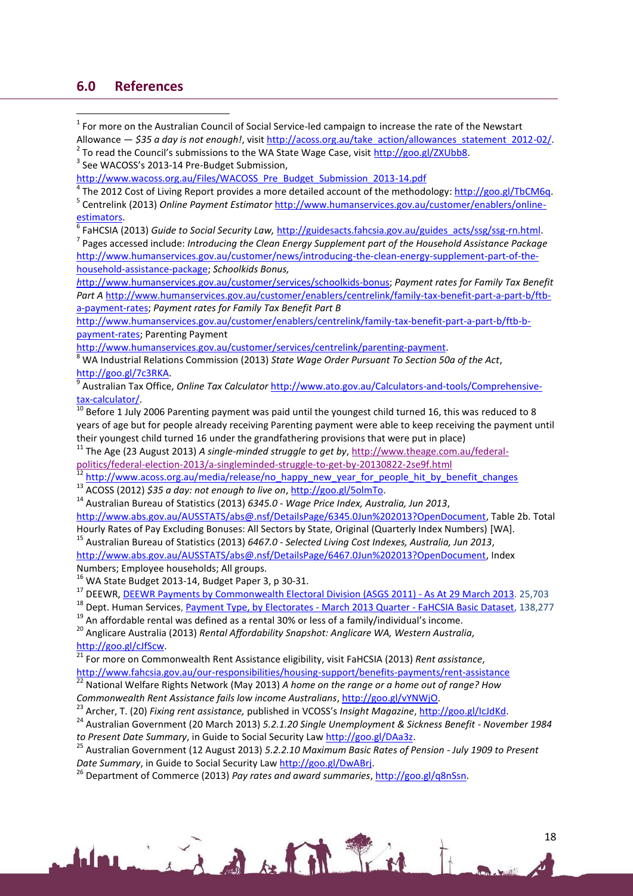## 6.0 References

[1] For more on the Australian Council of Social Service-led campaign to increase the rate of the Newstart Allowance — *$35 a day is not enough!*, visit http://acoss.org.au/take_action/allowances_statement_2012-02/.

[2] To read the Council's submissions to the WA State Wage Case, visit http://goo.gl/ZXUbb8.

[3] See WACOSS's 2013-14 Pre-Budget Submission, http://www.wacoss.org.au/Files/WACOSS_Pre_Budget_Submission_2013-14.pdf

[4] The 2012 Cost of Living Report provides a more detailed account of the methodology: http://goo.gl/TbCM6q.

[5] Centrelink (2013) *Online Payment Estimator* http://www.humanservices.gov.au/customer/enablers/online-estimators.

[6] FaHCSIA (2013) *Guide to Social Security Law,* http://guidesacts.fahcsia.gov.au/guides_acts/ssg/ssg-rn.html.

[7] Pages accessed include: *Introducing the Clean Energy Supplement part of the Household Assistance Package* http://www.humanservices.gov.au/customer/news/introducing-the-clean-energy-supplement-part-of-the-household-assistance-package; *Schoolkids Bonus, h*ttp://www.humanservices.gov.au/customer/services/schoolkids-bonus; *Payment rates for Family Tax Benefit Part A* http://www.humanservices.gov.au/customer/enablers/centrelink/family-tax-benefit-part-a-part-b/ftb-a-payment-rates; *Payment rates for Family Tax Benefit Part B* http://www.humanservices.gov.au/customer/enablers/centrelink/family-tax-benefit-part-a-part-b/ftb-b-payment-rates; Parenting Payment http://www.humanservices.gov.au/customer/services/centrelink/parenting-payment.

[8] WA Industrial Relations Commission (2013) *State Wage Order Pursuant To Section 50a of the Act*, http://goo.gl/7c3RKA.

[9] Australian Tax Office, *Online Tax Calculator* http://www.ato.gov.au/Calculators-and-tools/Comprehensive-tax-calculator/.

[10] Before 1 July 2006 Parenting payment was paid until the youngest child turned 16, this was reduced to 8 years of age but for people already receiving Parenting payment were able to keep receiving the payment until their youngest child turned 16 under the grandfathering provisions that were put in place)

[11] The Age (23 August 2013) *A single-minded struggle to get by*, http://www.theage.com.au/federal-politics/federal-election-2013/a-singleminded-struggle-to-get-by-20130822-2se9f.html

[12] http://www.acoss.org.au/media/release/no_happy_new_year_for_people_hit_by_benefit_changes

[13] ACOSS (2012) *$35 a day: not enough to live on*, http://goo.gl/5olmTo.

[14] Australian Bureau of Statistics (2013) *6345.0 - Wage Price Index, Australia, Jun 2013*, http://www.abs.gov.au/AUSSTATS/abs@.nsf/DetailsPage/6345.0Jun%202013?OpenDocument, Table 2b. Total Hourly Rates of Pay Excluding Bonuses: All Sectors by State, Original (Quarterly Index Numbers) [WA].

[15] Australian Bureau of Statistics (2013) *6467.0 - Selected Living Cost Indexes, Australia, Jun 2013*, http://www.abs.gov.au/AUSSTATS/abs@.nsf/DetailsPage/6467.0Jun%202013?OpenDocument, Index Numbers; Employee households; All groups.

[16] WA State Budget 2013-14, Budget Paper 3, p 30-31.

[17] DEEWR, DEEWR Payments by Commonwealth Electoral Division (ASGS 2011) - As At 29 March 2013. 25,703

[18] Dept. Human Services, Payment Type, by Electorates - March 2013 Quarter - FaHCSIA Basic Dataset, 138,277

[19] An affordable rental was defined as a rental 30% or less of a family/individual's income.

[20] Anglicare Australia (2013) *Rental Affordability Snapshot: Anglicare WA, Western Australia,* http://goo.gl/cJfScw.

[21] For more on Commonwealth Rent Assistance eligibility, visit FaHCSIA (2013) *Rent assistance*, http://www.fahcsia.gov.au/our-responsibilities/housing-support/benefits-payments/rent-assistance

[22] National Welfare Rights Network (May 2013) *A home on the range or a home out of range? How Commonwealth Rent Assistance fails low income Australians*, http://goo.gl/vYNWjO.

[23] Archer, T. (20) *Fixing rent assistance,* published in VCOSS's *Insight Magazine*, http://goo.gl/IcJdKd.

[24] Australian Government (20 March 2013) *5.2.1.20 Single Unemployment & Sickness Benefit - November 1984 to Present Date Summary*, in Guide to Social Security Law http://goo.gl/DAa3z.

[25] Australian Government (12 August 2013) *5.2.2.10 Maximum Basic Rates of Pension - July 1909 to Present Date Summary*, in Guide to Social Security Law http://goo.gl/DwABrj.

[26] Department of Commerce (2013) *Pay rates and award summaries*, http://goo.gl/q8nSsn.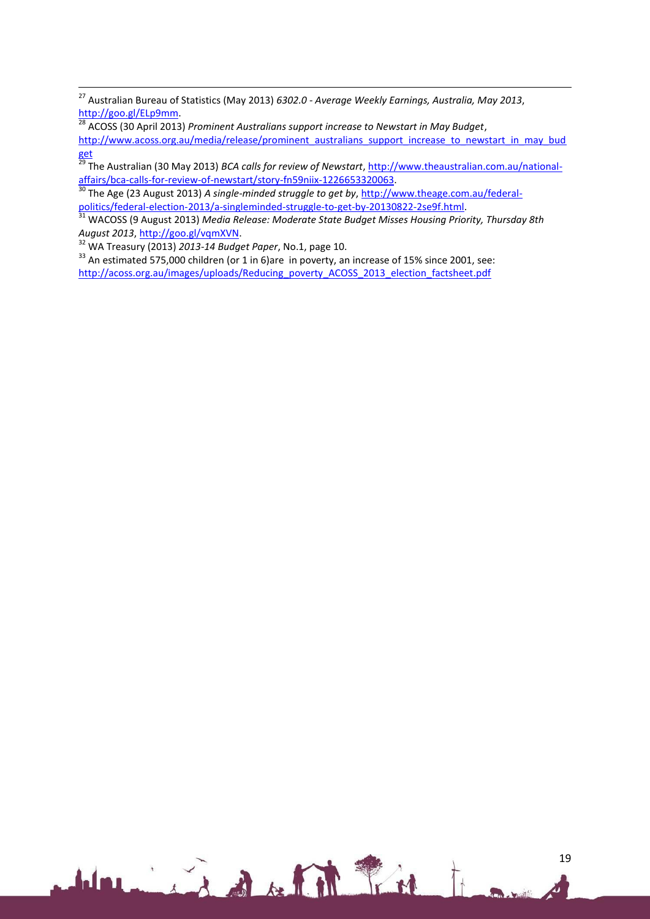[27] Australian Bureau of Statistics (May 2013) *6302.0 - Average Weekly Earnings, Australia, May 2013*, http://goo.gl/ELp9mm.

[28] ACOSS (30 April 2013) *Prominent Australians support increase to Newstart in May Budget*, http://www.acoss.org.au/media/release/prominent_australians_support_increase_to_newstart_in_may_budget

[29] The Australian (30 May 2013) *BCA calls for review of Newstart*, http://www.theaustralian.com.au/national-affairs/bca-calls-for-review-of-newstart/story-fn59niix-1226653320063.

[30] The Age (23 August 2013) *A single-minded struggle to get by*, http://www.theage.com.au/federal-politics/federal-election-2013/a-singleminded-struggle-to-get-by-20130822-2se9f.html.

[31] WACOSS (9 August 2013) *Media Release: Moderate State Budget Misses Housing Priority, Thursday 8th August 2013*, http://goo.gl/vqmXVN.

[32] WA Treasury (2013) *2013-14 Budget Paper*, No.1, page 10.

[33] An estimated 575,000 children (or 1 in 6)are in poverty, an increase of 15% since 2001, see: http://acoss.org.au/images/uploads/Reducing_poverty_ACOSS_2013_election_factsheet.pdf